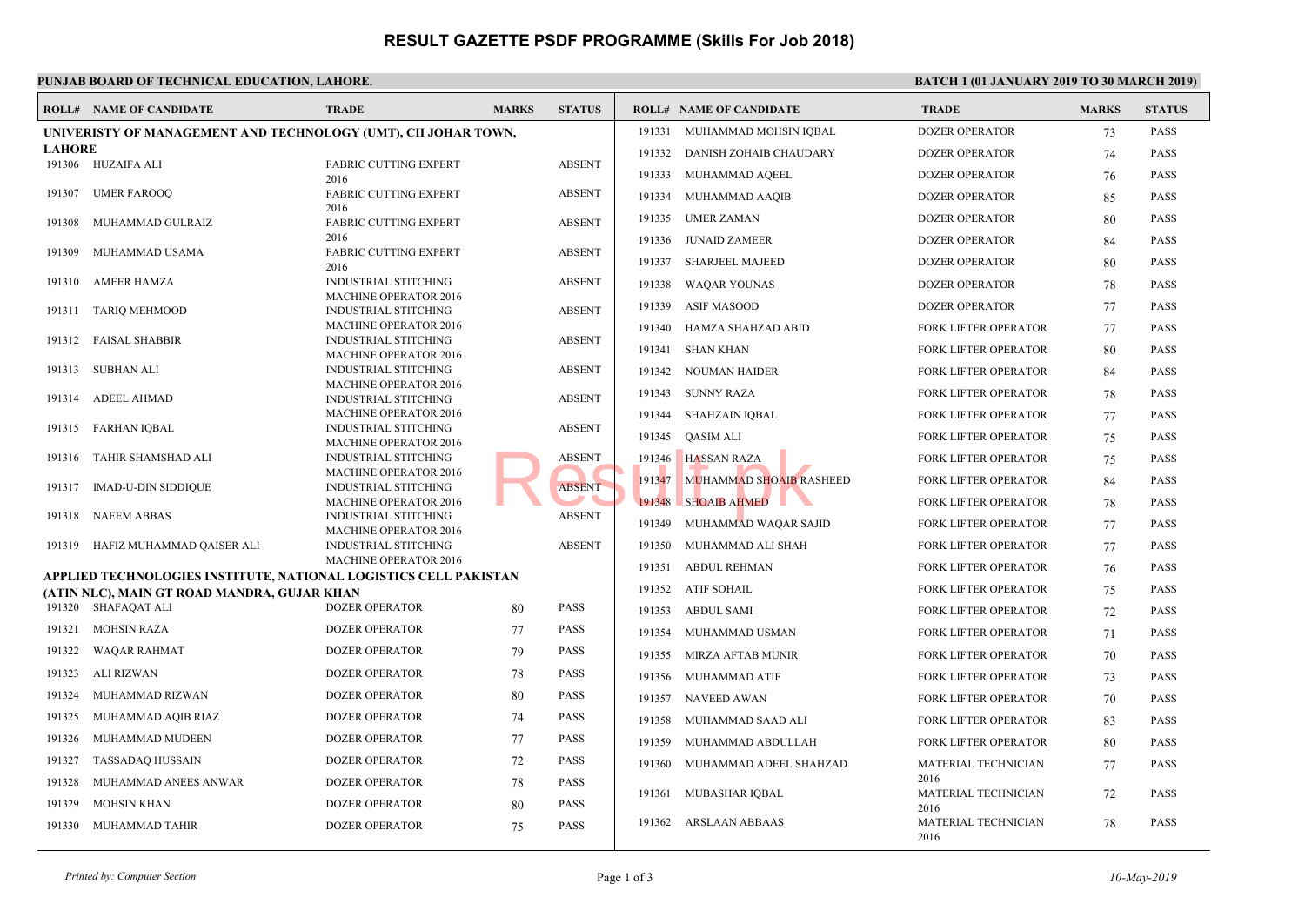# RESULT GAZETTE PSDF PROGRAMME (Skills For Job 2018)

**PUNJAB BOARD OF TECHNICAL EDUCATION, LAHORE.**

**BATCH 1 (01 JANUARY 2019 TO 30 MARCH 2019)**

| ROLL# | NAME OF CANDIDATE | TRADE | MARKS | STATUS |
|---|---|---|---|---|
| **UNIVERISTY OF MANAGEMENT AND TECHNOLOGY (UMT), CII JOHAR TOWN, LAHORE** | | | | |
| 191306 | HUZAIFA ALI | FABRIC CUTTING EXPERT 2016 | | ABSENT |
| 191307 | UMER FAROOQ | FABRIC CUTTING EXPERT 2016 | | ABSENT |
| 191308 | MUHAMMAD GULRAIZ | FABRIC CUTTING EXPERT 2016 | | ABSENT |
| 191309 | MUHAMMAD USAMA | FABRIC CUTTING EXPERT 2016 | | ABSENT |
| 191310 | AMEER HAMZA | INDUSTRIAL STITCHING MACHINE OPERATOR 2016 | | ABSENT |
| 191311 | TARIQ MEHMOOD | INDUSTRIAL STITCHING MACHINE OPERATOR 2016 | | ABSENT |
| 191312 | FAISAL SHABBIR | INDUSTRIAL STITCHING MACHINE OPERATOR 2016 | | ABSENT |
| 191313 | SUBHAN ALI | INDUSTRIAL STITCHING MACHINE OPERATOR 2016 | | ABSENT |
| 191314 | ADEEL AHMAD | INDUSTRIAL STITCHING MACHINE OPERATOR 2016 | | ABSENT |
| 191315 | FARHAN IQBAL | INDUSTRIAL STITCHING MACHINE OPERATOR 2016 | | ABSENT |
| 191316 | TAHIR SHAMSHAD ALI | INDUSTRIAL STITCHING MACHINE OPERATOR 2016 | | ABSENT |
| 191317 | IMAD-U-DIN SIDDIQUE | INDUSTRIAL STITCHING MACHINE OPERATOR 2016 | | ABSENT |
| 191318 | NAEEM ABBAS | INDUSTRIAL STITCHING MACHINE OPERATOR 2016 | | ABSENT |
| 191319 | HAFIZ MUHAMMAD QAISER ALI | INDUSTRIAL STITCHING MACHINE OPERATOR 2016 | | ABSENT |
| **APPLIED TECHNOLOGIES INSTITUTE, NATIONAL LOGISTICS CELL PAKISTAN (ATIN NLC), MAIN GT ROAD MANDRA, GUJAR KHAN** | | | | |
| 191320 | SHAFAQAT ALI | DOZER OPERATOR | 80 | PASS |
| 191321 | MOHSIN RAZA | DOZER OPERATOR | 77 | PASS |
| 191322 | WAQAR RAHMAT | DOZER OPERATOR | 79 | PASS |
| 191323 | ALI RIZWAN | DOZER OPERATOR | 78 | PASS |
| 191324 | MUHAMMAD RIZWAN | DOZER OPERATOR | 80 | PASS |
| 191325 | MUHAMMAD AQIB RIAZ | DOZER OPERATOR | 74 | PASS |
| 191326 | MUHAMMAD MUDEEN | DOZER OPERATOR | 77 | PASS |
| 191327 | TASSADAQ HUSSAIN | DOZER OPERATOR | 72 | PASS |
| 191328 | MUHAMMAD ANEES ANWAR | DOZER OPERATOR | 78 | PASS |
| 191329 | MOHSIN KHAN | DOZER OPERATOR | 80 | PASS |
| 191330 | MUHAMMAD TAHIR | DOZER OPERATOR | 75 | PASS |
| 191331 | MUHAMMAD MOHSIN IQBAL | DOZER OPERATOR | 73 | PASS |
| 191332 | DANISH ZOHAIB CHAUDARY | DOZER OPERATOR | 74 | PASS |
| 191333 | MUHAMMAD AQEEL | DOZER OPERATOR | 76 | PASS |
| 191334 | MUHAMMAD AAQIB | DOZER OPERATOR | 85 | PASS |
| 191335 | UMER ZAMAN | DOZER OPERATOR | 80 | PASS |
| 191336 | JUNAID ZAMEER | DOZER OPERATOR | 84 | PASS |
| 191337 | SHARJEEL MAJEED | DOZER OPERATOR | 80 | PASS |
| 191338 | WAQAR YOUNAS | DOZER OPERATOR | 78 | PASS |
| 191339 | ASIF MASOOD | DOZER OPERATOR | 77 | PASS |
| 191340 | HAMZA SHAHZAD ABID | FORK LIFTER OPERATOR | 77 | PASS |
| 191341 | SHAN KHAN | FORK LIFTER OPERATOR | 80 | PASS |
| 191342 | NOUMAN HAIDER | FORK LIFTER OPERATOR | 84 | PASS |
| 191343 | SUNNY RAZA | FORK LIFTER OPERATOR | 78 | PASS |
| 191344 | SHAHZAIN IQBAL | FORK LIFTER OPERATOR | 77 | PASS |
| 191345 | QASIM ALI | FORK LIFTER OPERATOR | 75 | PASS |
| 191346 | HASSAN RAZA | FORK LIFTER OPERATOR | 75 | PASS |
| 191347 | MUHAMMAD SHOAIB RASHEED | FORK LIFTER OPERATOR | 84 | PASS |
| 191348 | SHOAIB AHMED | FORK LIFTER OPERATOR | 78 | PASS |
| 191349 | MUHAMMAD WAQAR SAJID | FORK LIFTER OPERATOR | 77 | PASS |
| 191350 | MUHAMMAD ALI SHAH | FORK LIFTER OPERATOR | 77 | PASS |
| 191351 | ABDUL REHMAN | FORK LIFTER OPERATOR | 76 | PASS |
| 191352 | ATIF SOHAIL | FORK LIFTER OPERATOR | 75 | PASS |
| 191353 | ABDUL SAMI | FORK LIFTER OPERATOR | 72 | PASS |
| 191354 | MUHAMMAD USMAN | FORK LIFTER OPERATOR | 71 | PASS |
| 191355 | MIRZA AFTAB MUNIR | FORK LIFTER OPERATOR | 70 | PASS |
| 191356 | MUHAMMAD ATIF | FORK LIFTER OPERATOR | 73 | PASS |
| 191357 | NAVEED AWAN | FORK LIFTER OPERATOR | 70 | PASS |
| 191358 | MUHAMMAD SAAD ALI | FORK LIFTER OPERATOR | 83 | PASS |
| 191359 | MUHAMMAD ABDULLAH | FORK LIFTER OPERATOR | 80 | PASS |
| 191360 | MUHAMMAD ADEEL SHAHZAD | MATERIAL TECHNICIAN 2016 | 77 | PASS |
| 191361 | MUBASHAR IQBAL | MATERIAL TECHNICIAN 2016 | 72 | PASS |
| 191362 | ARSLAAN ABBAAS | MATERIAL TECHNICIAN 2016 | 78 | PASS |

*Printed by: Computer Section* — *10-May-2019*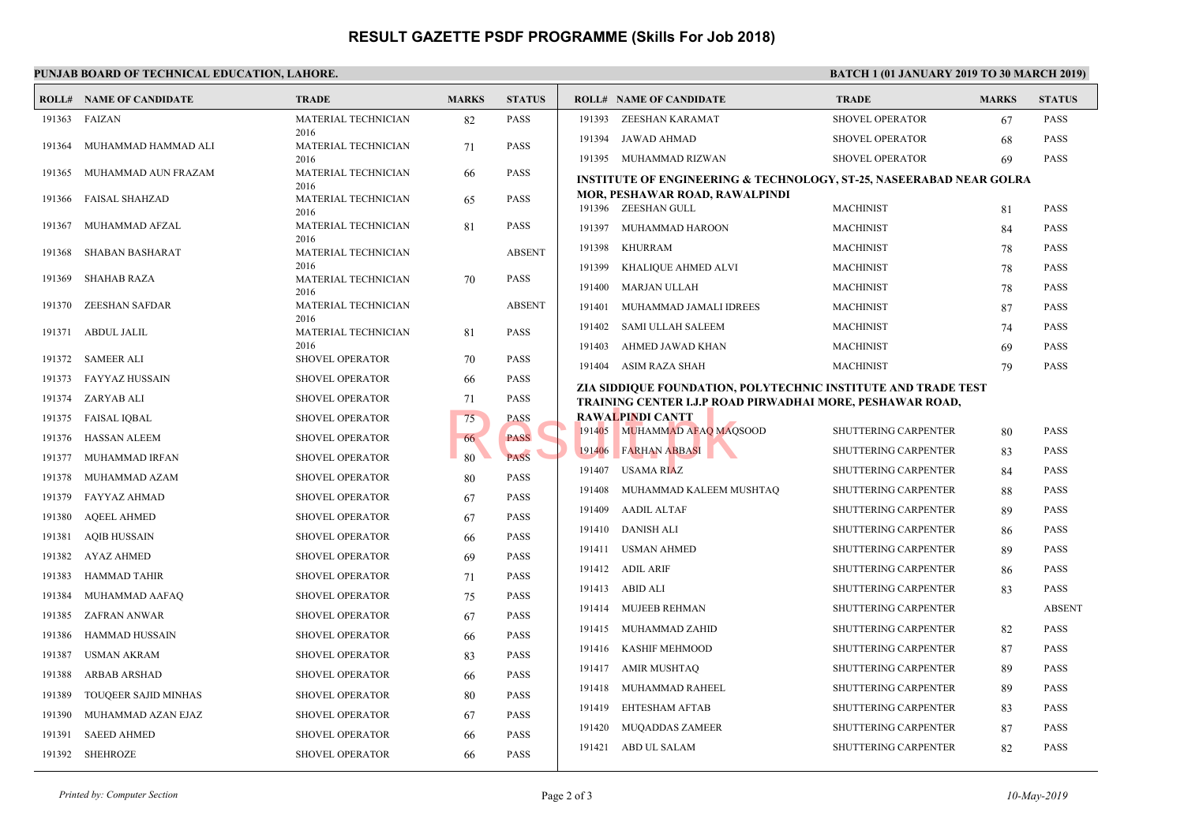# RESULT GAZETTE PSDF PROGRAMME (Skills For Job 2018)

**PUNJAB BOARD OF TECHNICAL EDUCATION, LAHORE.**

**BATCH 1 (01 JANUARY 2019 TO 30 MARCH 2019)**

| ROLL# | NAME OF CANDIDATE | TRADE | MARKS | STATUS |
|---|---|---|---|---|
| 191363 | FAIZAN | MATERIAL TECHNICIAN 2016 | 82 | PASS |
| 191364 | MUHAMMAD HAMMAD ALI | MATERIAL TECHNICIAN 2016 | 71 | PASS |
| 191365 | MUHAMMAD AUN FRAZAM | MATERIAL TECHNICIAN 2016 | 66 | PASS |
| 191366 | FAISAL SHAHZAD | MATERIAL TECHNICIAN 2016 | 65 | PASS |
| 191367 | MUHAMMAD AFZAL | MATERIAL TECHNICIAN 2016 | 81 | PASS |
| 191368 | SHABAN BASHARAT | MATERIAL TECHNICIAN 2016 | | ABSENT |
| 191369 | SHAHAB RAZA | MATERIAL TECHNICIAN 2016 | 70 | PASS |
| 191370 | ZEESHAN SAFDAR | MATERIAL TECHNICIAN 2016 | | ABSENT |
| 191371 | ABDUL JALIL | MATERIAL TECHNICIAN 2016 | 81 | PASS |
| 191372 | SAMEER ALI | SHOVEL OPERATOR | 70 | PASS |
| 191373 | FAYYAZ HUSSAIN | SHOVEL OPERATOR | 66 | PASS |
| 191374 | ZARYAB ALI | SHOVEL OPERATOR | 71 | PASS |
| 191375 | FAISAL IQBAL | SHOVEL OPERATOR | 75 | PASS |
| 191376 | HASSAN ALEEM | SHOVEL OPERATOR | 66 | PASS |
| 191377 | MUHAMMAD IRFAN | SHOVEL OPERATOR | 80 | PASS |
| 191378 | MUHAMMAD AZAM | SHOVEL OPERATOR | 80 | PASS |
| 191379 | FAYYAZ AHMAD | SHOVEL OPERATOR | 67 | PASS |
| 191380 | AQEEL AHMED | SHOVEL OPERATOR | 67 | PASS |
| 191381 | AQIB HUSSAIN | SHOVEL OPERATOR | 66 | PASS |
| 191382 | AYAZ AHMED | SHOVEL OPERATOR | 69 | PASS |
| 191383 | HAMMAD TAHIR | SHOVEL OPERATOR | 71 | PASS |
| 191384 | MUHAMMAD AAFAQ | SHOVEL OPERATOR | 75 | PASS |
| 191385 | ZAFRAN ANWAR | SHOVEL OPERATOR | 67 | PASS |
| 191386 | HAMMAD HUSSAIN | SHOVEL OPERATOR | 66 | PASS |
| 191387 | USMAN AKRAM | SHOVEL OPERATOR | 83 | PASS |
| 191388 | ARBAB ARSHAD | SHOVEL OPERATOR | 66 | PASS |
| 191389 | TOUQEER SAJID MINHAS | SHOVEL OPERATOR | 80 | PASS |
| 191390 | MUHAMMAD AZAN EJAZ | SHOVEL OPERATOR | 67 | PASS |
| 191391 | SAEED AHMED | SHOVEL OPERATOR | 66 | PASS |
| 191392 | SHEHROZE | SHOVEL OPERATOR | 66 | PASS |
| 191393 | ZEESHAN KARAMAT | SHOVEL OPERATOR | 67 | PASS |
| 191394 | JAWAD AHMAD | SHOVEL OPERATOR | 68 | PASS |
| 191395 | MUHAMMAD RIZWAN | SHOVEL OPERATOR | 69 | PASS |

**INSTITUTE OF ENGINEERING & TECHNOLOGY, ST-25, NASEERABAD NEAR GOLRA MOR, PESHAWAR ROAD, RAWALPINDI**

| ROLL# | NAME OF CANDIDATE | TRADE | MARKS | STATUS |
|---|---|---|---|---|
| 191396 | ZEESHAN GULL | MACHINIST | 81 | PASS |
| 191397 | MUHAMMAD HAROON | MACHINIST | 84 | PASS |
| 191398 | KHURRAM | MACHINIST | 78 | PASS |
| 191399 | KHALIQUE AHMED ALVI | MACHINIST | 78 | PASS |
| 191400 | MARJAN ULLAH | MACHINIST | 78 | PASS |
| 191401 | MUHAMMAD JAMALI IDREES | MACHINIST | 87 | PASS |
| 191402 | SAMI ULLAH SALEEM | MACHINIST | 74 | PASS |
| 191403 | AHMED JAWAD KHAN | MACHINIST | 69 | PASS |
| 191404 | ASIM RAZA SHAH | MACHINIST | 79 | PASS |

**ZIA SIDDIQUE FOUNDATION, POLYTECHNIC INSTITUTE AND TRADE TEST TRAINING CENTER I.J.P ROAD PIRWADHAI MORE, PESHAWAR ROAD, RAWALPINDI CANTT**

| ROLL# | NAME OF CANDIDATE | TRADE | MARKS | STATUS |
|---|---|---|---|---|
| 191405 | MUHAMMAD AFAQ MAQSOOD | SHUTTERING CARPENTER | 80 | PASS |
| 191406 | FARHAN ABBASI | SHUTTERING CARPENTER | 83 | PASS |
| 191407 | USAMA RIAZ | SHUTTERING CARPENTER | 84 | PASS |
| 191408 | MUHAMMAD KALEEM MUSHTAQ | SHUTTERING CARPENTER | 88 | PASS |
| 191409 | AADIL ALTAF | SHUTTERING CARPENTER | 89 | PASS |
| 191410 | DANISH ALI | SHUTTERING CARPENTER | 86 | PASS |
| 191411 | USMAN AHMED | SHUTTERING CARPENTER | 89 | PASS |
| 191412 | ADIL ARIF | SHUTTERING CARPENTER | 86 | PASS |
| 191413 | ABID ALI | SHUTTERING CARPENTER | 83 | PASS |
| 191414 | MUJEEB REHMAN | SHUTTERING CARPENTER | | ABSENT |
| 191415 | MUHAMMAD ZAHID | SHUTTERING CARPENTER | 82 | PASS |
| 191416 | KASHIF MEHMOOD | SHUTTERING CARPENTER | 87 | PASS |
| 191417 | AMIR MUSHTAQ | SHUTTERING CARPENTER | 89 | PASS |
| 191418 | MUHAMMAD RAHEEL | SHUTTERING CARPENTER | 89 | PASS |
| 191419 | EHTESHAM AFTAB | SHUTTERING CARPENTER | 83 | PASS |
| 191420 | MUQADDAS ZAMEER | SHUTTERING CARPENTER | 87 | PASS |
| 191421 | ABD UL SALAM | SHUTTERING CARPENTER | 82 | PASS |

*Printed by: Computer Section* — *10-May-2019*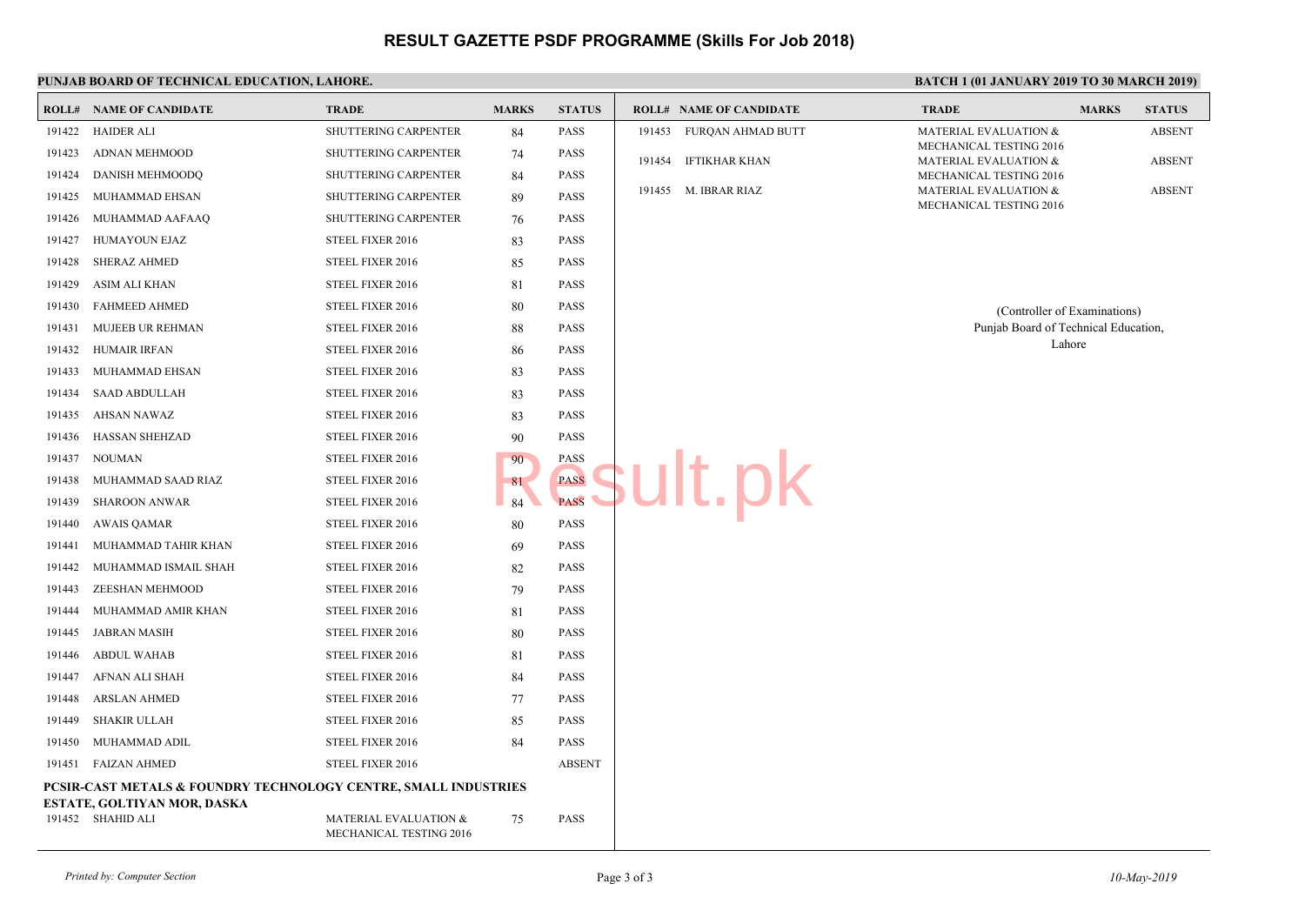# RESULT GAZETTE PSDF PROGRAMME (Skills For Job 2018)

**PUNJAB BOARD OF TECHNICAL EDUCATION, LAHORE.**

**BATCH 1 (01 JANUARY 2019 TO 30 MARCH 2019)**

| ROLL# | NAME OF CANDIDATE | TRADE | MARKS | STATUS |
|---|---|---|---|---|
| 191422 | HAIDER ALI | SHUTTERING CARPENTER | 84 | PASS |
| 191423 | ADNAN MEHMOOD | SHUTTERING CARPENTER | 74 | PASS |
| 191424 | DANISH MEHMOODQ | SHUTTERING CARPENTER | 84 | PASS |
| 191425 | MUHAMMAD EHSAN | SHUTTERING CARPENTER | 89 | PASS |
| 191426 | MUHAMMAD AAFAAQ | SHUTTERING CARPENTER | 76 | PASS |
| 191427 | HUMAYOUN EJAZ | STEEL FIXER 2016 | 83 | PASS |
| 191428 | SHERAZ AHMED | STEEL FIXER 2016 | 85 | PASS |
| 191429 | ASIM ALI KHAN | STEEL FIXER 2016 | 81 | PASS |
| 191430 | FAHMEED AHMED | STEEL FIXER 2016 | 80 | PASS |
| 191431 | MUJEEB UR REHMAN | STEEL FIXER 2016 | 88 | PASS |
| 191432 | HUMAIR IRFAN | STEEL FIXER 2016 | 86 | PASS |
| 191433 | MUHAMMAD EHSAN | STEEL FIXER 2016 | 83 | PASS |
| 191434 | SAAD ABDULLAH | STEEL FIXER 2016 | 83 | PASS |
| 191435 | AHSAN NAWAZ | STEEL FIXER 2016 | 83 | PASS |
| 191436 | HASSAN SHEHZAD | STEEL FIXER 2016 | 90 | PASS |
| 191437 | NOUMAN | STEEL FIXER 2016 | 90 | PASS |
| 191438 | MUHAMMAD SAAD RIAZ | STEEL FIXER 2016 | 81 | PASS |
| 191439 | SHAROON ANWAR | STEEL FIXER 2016 | 84 | PASS |
| 191440 | AWAIS QAMAR | STEEL FIXER 2016 | 80 | PASS |
| 191441 | MUHAMMAD TAHIR KHAN | STEEL FIXER 2016 | 69 | PASS |
| 191442 | MUHAMMAD ISMAIL SHAH | STEEL FIXER 2016 | 82 | PASS |
| 191443 | ZEESHAN MEHMOOD | STEEL FIXER 2016 | 79 | PASS |
| 191444 | MUHAMMAD AMIR KHAN | STEEL FIXER 2016 | 81 | PASS |
| 191445 | JABRAN MASIH | STEEL FIXER 2016 | 80 | PASS |
| 191446 | ABDUL WAHAB | STEEL FIXER 2016 | 81 | PASS |
| 191447 | AFNAN ALI SHAH | STEEL FIXER 2016 | 84 | PASS |
| 191448 | ARSLAN AHMED | STEEL FIXER 2016 | 77 | PASS |
| 191449 | SHAKIR ULLAH | STEEL FIXER 2016 | 85 | PASS |
| 191450 | MUHAMMAD ADIL | STEEL FIXER 2016 | 84 | PASS |
| 191451 | FAIZAN AHMED | STEEL FIXER 2016 | | ABSENT |

**PCSIR-CAST METALS & FOUNDRY TECHNOLOGY CENTRE, SMALL INDUSTRIES ESTATE, GOLTIYAN MOR, DASKA**

| ROLL# | NAME OF CANDIDATE | TRADE | MARKS | STATUS |
|---|---|---|---|---|
| 191452 | SHAHID ALI | MATERIAL EVALUATION & MECHANICAL TESTING 2016 | 75 | PASS |
| 191453 | FURQAN AHMAD BUTT | MATERIAL EVALUATION & MECHANICAL TESTING 2016 | | ABSENT |
| 191454 | IFTIKHAR KHAN | MATERIAL EVALUATION & MECHANICAL TESTING 2016 | | ABSENT |
| 191455 | M. IBRAR RIAZ | MATERIAL EVALUATION & MECHANICAL TESTING 2016 | | ABSENT |

(Controller of Examinations)
Punjab Board of Technical Education, Lahore

*Printed by: Computer Section*

*10-May-2019*